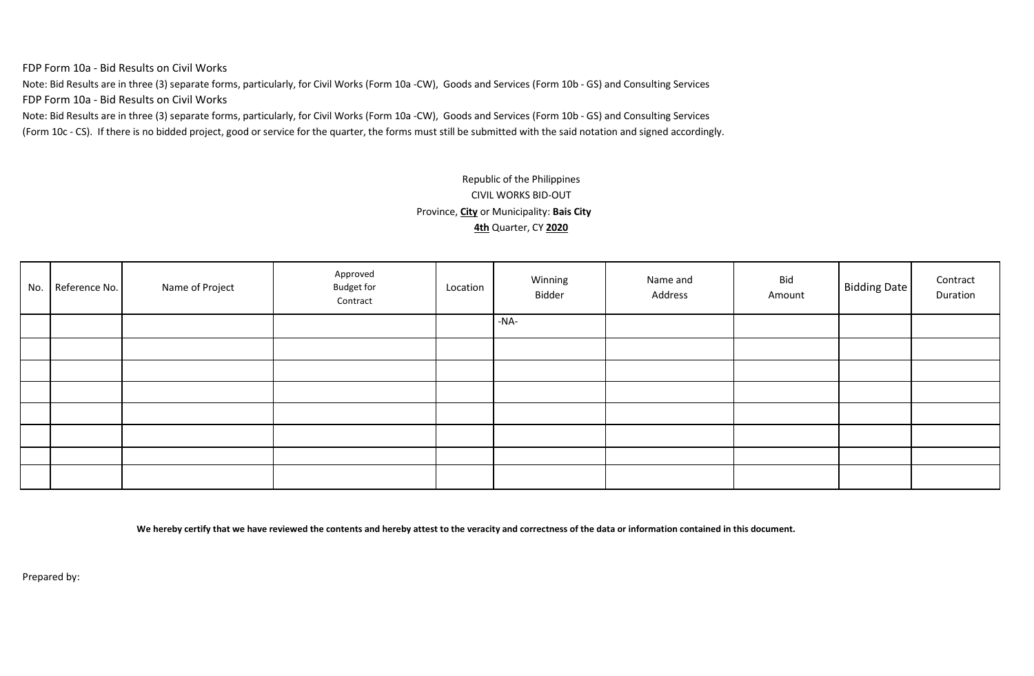FDP Form 10a - Bid Results on Civil Works

Note: Bid Results are in three (3) separate forms, particularly, for Civil Works (Form 10a -CW), Goods and Services (Form 10b - GS) and Consulting Services

FDP Form 10a - Bid Results on Civil Works

Note: Bid Results are in three (3) separate forms, particularly, for Civil Works (Form 10a -CW), Goods and Services (Form 10b - GS) and Consulting Services (Form 10c - CS). If there is no bidded project, good or service for the quarter, the forms must still be submitted with the said notation and signed accordingly.

Republic of the Philippines

CIVIL WORKS BID-OUT

Province, **City** or Municipality: **Bais City**

**4th** Quarter, CY **2020**

| No. | Reference No. | Name of Project | Approved Budget for Contract | Location | Winning Bidder | Name and Address | Bid Amount | Bidding Date | Contract Duration |
|---|---|---|---|---|---|---|---|---|---|
| | | | | | -NA- | | | | |
| | | | | | | | | | |
| | | | | | | | | | |
| | | | | | | | | | |
| | | | | | | | | | |
| | | | | | | | | | |
| | | | | | | | | | |
| | | | | | | | | | |

**We hereby certify that we have reviewed the contents and hereby attest to the veracity and correctness of the data or information contained in this document.**

Prepared by: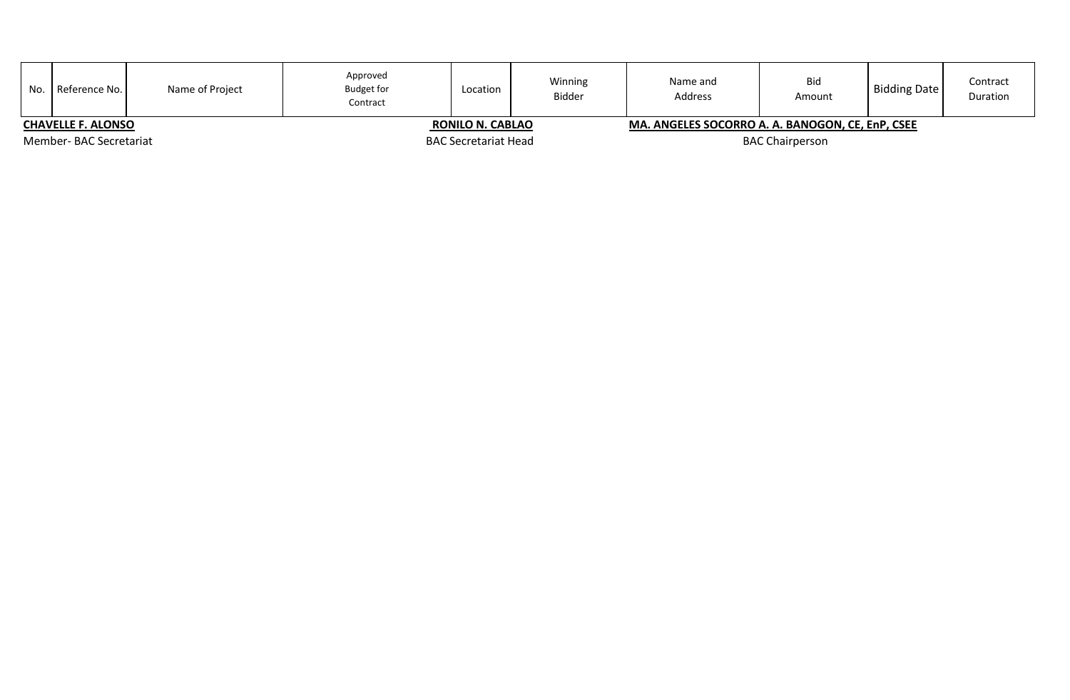| No. | Reference No. | Name of Project | Approved Budget for Contract | Location | Winning Bidder | Name and Address | Bid Amount | Bidding Date | Contract Duration |
|---|---|---|---|---|---|---|---|---|---|

**CHAVELLE F. ALONSO**
Member- BAC Secretariat

**RONILO N. CABLAO**
BAC Secretariat Head

**MA. ANGELES SOCORRO A. A. BANOGON, CE, EnP, CSEE**
BAC Chairperson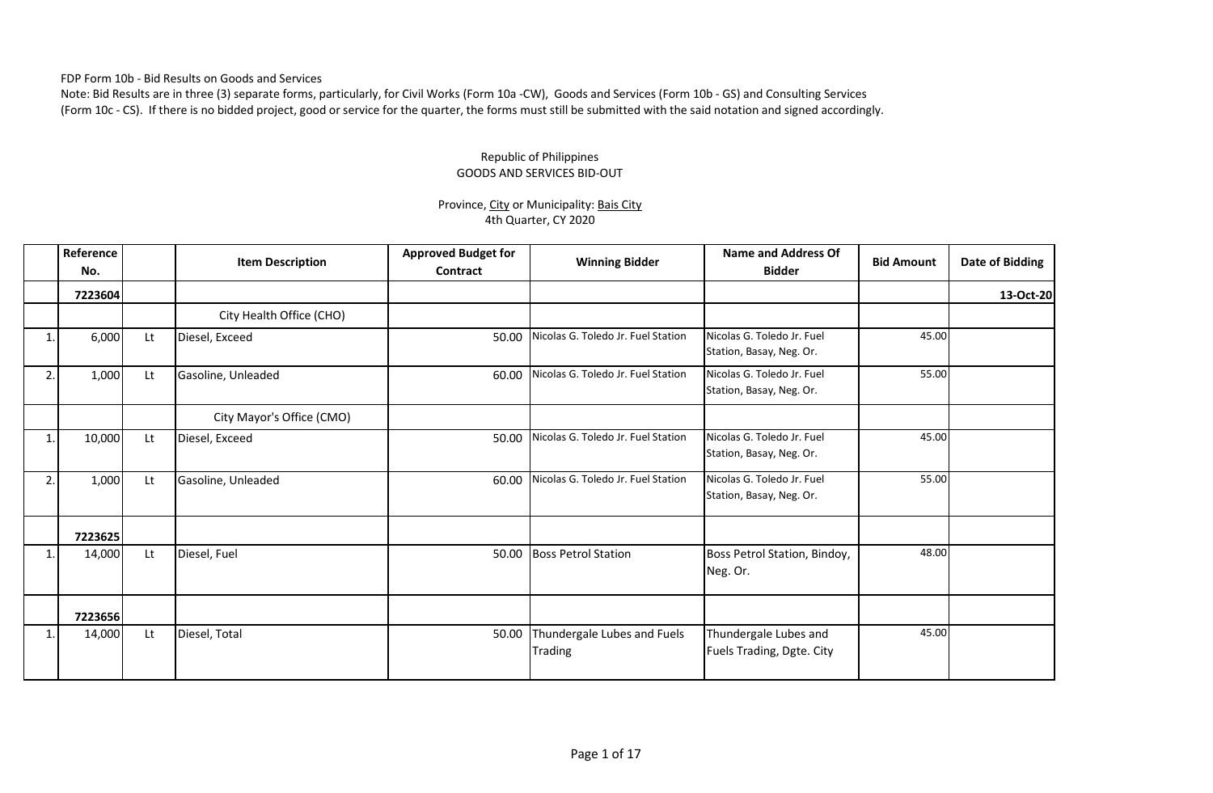FDP Form 10b - Bid Results on Goods and Services

Note: Bid Results are in three (3) separate forms, particularly, for Civil Works (Form 10a -CW), Goods and Services (Form 10b - GS) and Consulting Services (Form 10c - CS). If there is no bidded project, good or service for the quarter, the forms must still be submitted with the said notation and signed accordingly.

Republic of Philippines
GOODS AND SERVICES BID-OUT

Province, City or Municipality: Bais City
4th Quarter, CY 2020

| | Reference No. | | Item Description | Approved Budget for Contract | Winning Bidder | Name and Address Of Bidder | Bid Amount | Date of Bidding |
|---|---|---|---|---|---|---|---|---|
| | **7223604** | | | | | | | **13-Oct-20** |
| | | | City Health Office (CHO) | | | | | |
| 1. | 6,000 | Lt | Diesel, Exceed | 50.00 | Nicolas G. Toledo Jr. Fuel Station | Nicolas G. Toledo Jr. Fuel Station, Basay, Neg. Or. | 45.00 | |
| 2. | 1,000 | Lt | Gasoline, Unleaded | 60.00 | Nicolas G. Toledo Jr. Fuel Station | Nicolas G. Toledo Jr. Fuel Station, Basay, Neg. Or. | 55.00 | |
| | | | City Mayor's Office (CMO) | | | | | |
| 1. | 10,000 | Lt | Diesel, Exceed | 50.00 | Nicolas G. Toledo Jr. Fuel Station | Nicolas G. Toledo Jr. Fuel Station, Basay, Neg. Or. | 45.00 | |
| 2. | 1,000 | Lt | Gasoline, Unleaded | 60.00 | Nicolas G. Toledo Jr. Fuel Station | Nicolas G. Toledo Jr. Fuel Station, Basay, Neg. Or. | 55.00 | |
| | **7223625** | | | | | | | |
| 1. | 14,000 | Lt | Diesel, Fuel | 50.00 | Boss Petrol Station | Boss Petrol Station, Bindoy, Neg. Or. | 48.00 | |
| | **7223656** | | | | | | | |
| 1. | 14,000 | Lt | Diesel, Total | 50.00 | Thundergale Lubes and Fuels Trading | Thundergale Lubes and Fuels Trading, Dgte. City | 45.00 | |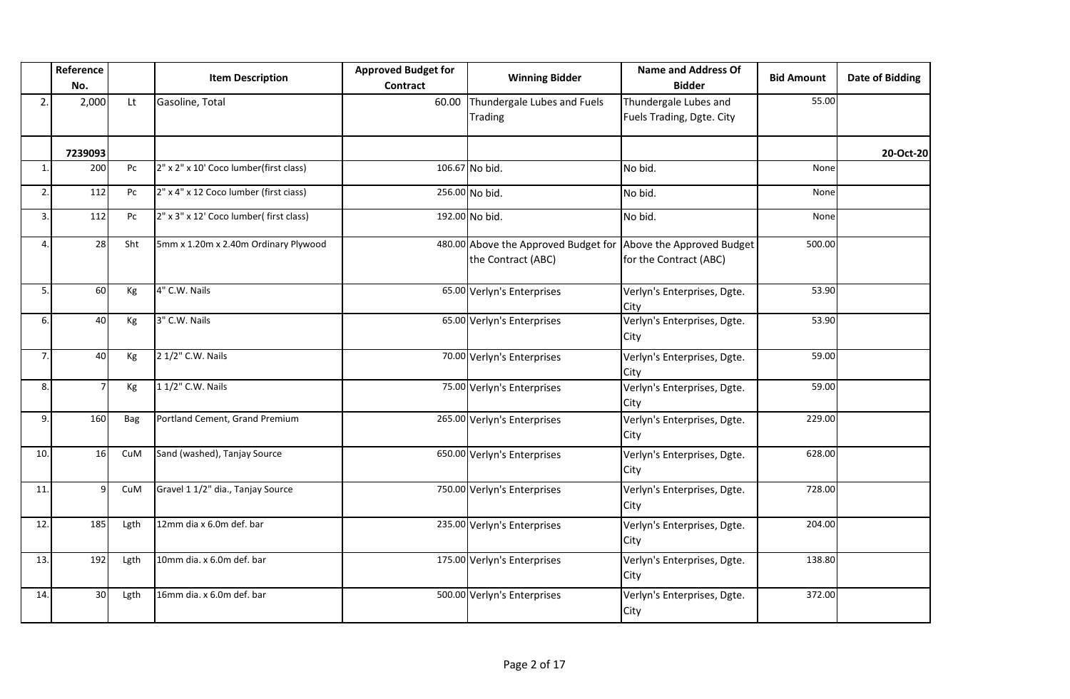| | Reference No. | | Item Description | Approved Budget for Contract | Winning Bidder | Name and Address Of Bidder | Bid Amount | Date of Bidding |
|---|---|---|---|---|---|---|---|---|
| 2. | 2,000 | Lt | Gasoline, Total | 60.00 | Thundergale Lubes and Fuels Trading | Thundergale Lubes and Fuels Trading, Dgte. City | 55.00 | |
| | **7239093** | | | | | | | **20-Oct-20** |
| 1. | 200 | Pc | 2" x 2" x 10' Coco lumber(first class) | 106.67 | No bid. | No bid. | None | |
| 2. | 112 | Pc | 2" x 4" x 12 Coco lumber (first ciass) | 256.00 | No bid. | No bid. | None | |
| 3. | 112 | Pc | 2" x 3" x 12' Coco lumber( first class) | 192.00 | No bid. | No bid. | None | |
| 4. | 28 | Sht | 5mm x 1.20m x 2.40m Ordinary Plywood | 480.00 | Above the Approved Budget for the Contract (ABC) | Above the Approved Budget for the Contract (ABC) | 500.00 | |
| 5. | 60 | Kg | 4" C.W. Nails | 65.00 | Verlyn's Enterprises | Verlyn's Enterprises, Dgte. City | 53.90 | |
| 6. | 40 | Kg | 3" C.W. Nails | 65.00 | Verlyn's Enterprises | Verlyn's Enterprises, Dgte. City | 53.90 | |
| 7. | 40 | Kg | 2 1/2" C.W. Nails | 70.00 | Verlyn's Enterprises | Verlyn's Enterprises, Dgte. City | 59.00 | |
| 8. | 7 | Kg | 1 1/2" C.W. Nails | 75.00 | Verlyn's Enterprises | Verlyn's Enterprises, Dgte. City | 59.00 | |
| 9. | 160 | Bag | Portland Cement, Grand Premium | 265.00 | Verlyn's Enterprises | Verlyn's Enterprises, Dgte. City | 229.00 | |
| 10. | 16 | CuM | Sand (washed), Tanjay Source | 650.00 | Verlyn's Enterprises | Verlyn's Enterprises, Dgte. City | 628.00 | |
| 11. | 9 | CuM | Gravel 1 1/2" dia., Tanjay Source | 750.00 | Verlyn's Enterprises | Verlyn's Enterprises, Dgte. City | 728.00 | |
| 12. | 185 | Lgth | 12mm dia x 6.0m def. bar | 235.00 | Verlyn's Enterprises | Verlyn's Enterprises, Dgte. City | 204.00 | |
| 13. | 192 | Lgth | 10mm dia. x 6.0m def. bar | 175.00 | Verlyn's Enterprises | Verlyn's Enterprises, Dgte. City | 138.80 | |
| 14. | 30 | Lgth | 16mm dia. x 6.0m def. bar | 500.00 | Verlyn's Enterprises | Verlyn's Enterprises, Dgte. City | 372.00 | |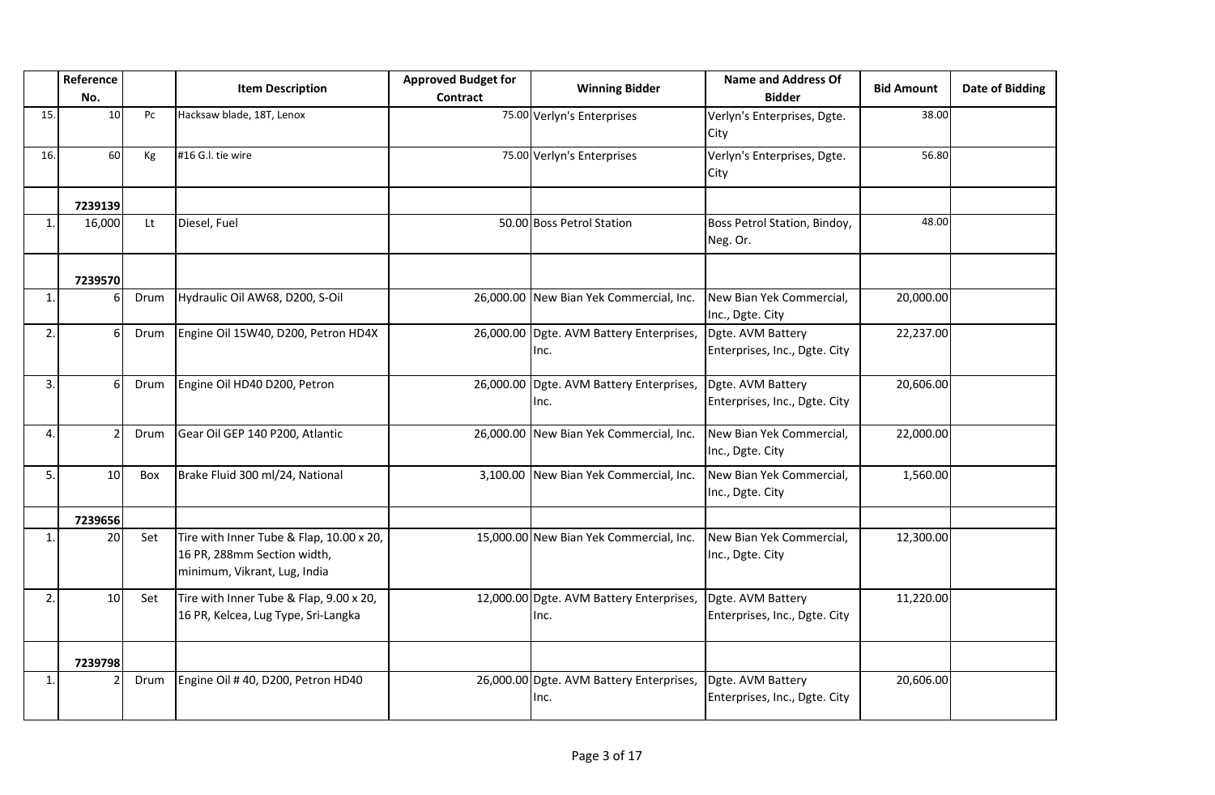|  | Reference No. |  | Item Description | Approved Budget for Contract | Winning Bidder | Name and Address Of Bidder | Bid Amount | Date of Bidding |
|---|---|---|---|---|---|---|---|---|
| 15. | 10 | Pc | Hacksaw blade, 18T, Lenox | 75.00 | Verlyn's Enterprises | Verlyn's Enterprises, Dgte. City | 38.00 |  |
| 16. | 60 | Kg | #16 G.I. tie wire | 75.00 | Verlyn's Enterprises | Verlyn's Enterprises, Dgte. City | 56.80 |  |
|  | 7239139 |  |  |  |  |  |  |  |
| 1. | 16,000 | Lt | Diesel, Fuel | 50.00 | Boss Petrol Station | Boss Petrol Station, Bindoy, Neg. Or. | 48.00 |  |
|  | 7239570 |  |  |  |  |  |  |  |
| 1. | 6 | Drum | Hydraulic Oil AW68, D200, S-Oil | 26,000.00 | New Bian Yek Commercial, Inc. | New Bian Yek Commercial, Inc., Dgte. City | 20,000.00 |  |
| 2. | 6 | Drum | Engine Oil 15W40, D200, Petron HD4X | 26,000.00 | Dgte. AVM Battery Enterprises, Inc. | Dgte. AVM Battery Enterprises, Inc., Dgte. City | 22,237.00 |  |
| 3. | 6 | Drum | Engine Oil HD40 D200, Petron | 26,000.00 | Dgte. AVM Battery Enterprises, Inc. | Dgte. AVM Battery Enterprises, Inc., Dgte. City | 20,606.00 |  |
| 4. | 2 | Drum | Gear Oil GEP 140 P200, Atlantic | 26,000.00 | New Bian Yek Commercial, Inc. | New Bian Yek Commercial, Inc., Dgte. City | 22,000.00 |  |
| 5. | 10 | Box | Brake Fluid 300 ml/24, National | 3,100.00 | New Bian Yek Commercial, Inc. | New Bian Yek Commercial, Inc., Dgte. City | 1,560.00 |  |
|  | 7239656 |  |  |  |  |  |  |  |
| 1. | 20 | Set | Tire with Inner Tube & Flap, 10.00 x 20, 16 PR, 288mm Section width, minimum, Vikrant, Lug, India | 15,000.00 | New Bian Yek Commercial, Inc. | New Bian Yek Commercial, Inc., Dgte. City | 12,300.00 |  |
| 2. | 10 | Set | Tire with Inner Tube & Flap, 9.00 x 20, 16 PR, Kelcea, Lug Type, Sri-Langka | 12,000.00 | Dgte. AVM Battery Enterprises, Inc. | Dgte. AVM Battery Enterprises, Inc., Dgte. City | 11,220.00 |  |
|  | 7239798 |  |  |  |  |  |  |  |
| 1. | 2 | Drum | Engine Oil # 40, D200, Petron HD40 | 26,000.00 | Dgte. AVM Battery Enterprises, Inc. | Dgte. AVM Battery Enterprises, Inc., Dgte. City | 20,606.00 |  |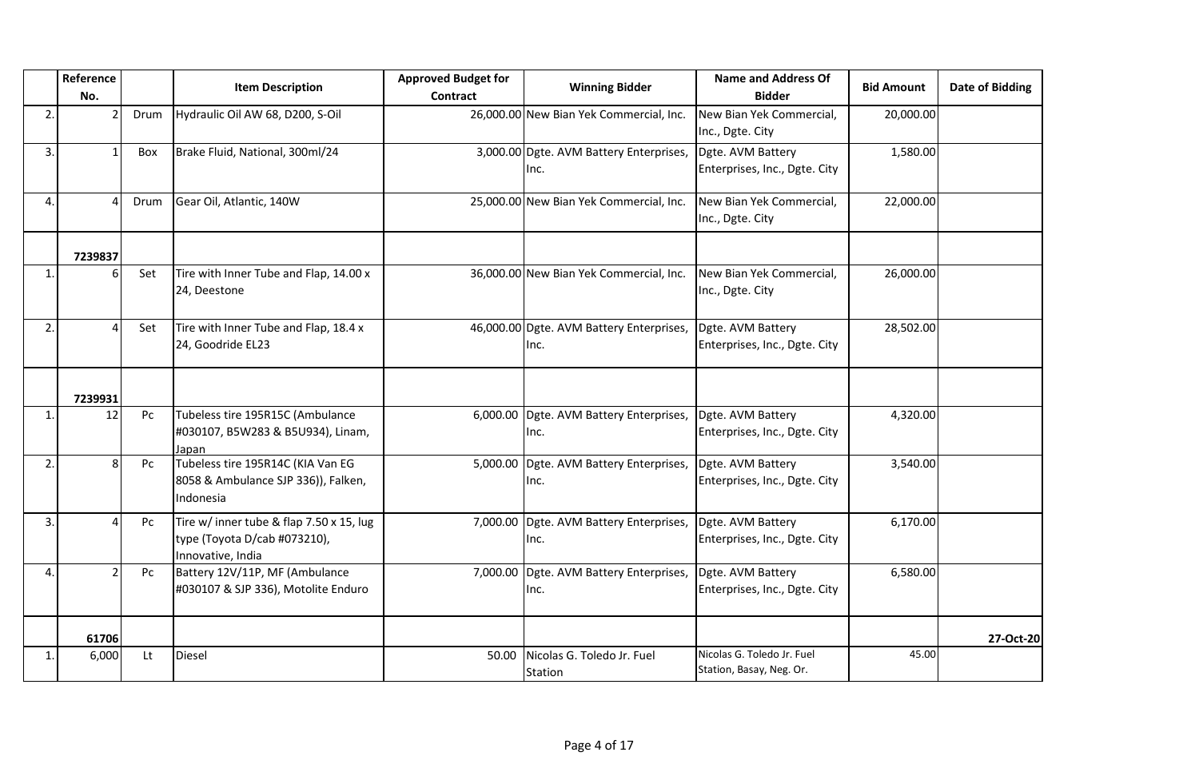| | Reference No. | | Item Description | Approved Budget for Contract | Winning Bidder | Name and Address Of Bidder | Bid Amount | Date of Bidding |
|---|---|---|---|---|---|---|---|---|
| 2. | 2 | Drum | Hydraulic Oil AW 68, D200, S-Oil | 26,000.00 | New Bian Yek Commercial, Inc. | New Bian Yek Commercial, Inc., Dgte. City | 20,000.00 | |
| 3. | 1 | Box | Brake Fluid, National, 300ml/24 | 3,000.00 | Dgte. AVM Battery Enterprises, Inc. | Dgte. AVM Battery Enterprises, Inc., Dgte. City | 1,580.00 | |
| 4. | 4 | Drum | Gear Oil, Atlantic, 140W | 25,000.00 | New Bian Yek Commercial, Inc. | New Bian Yek Commercial, Inc., Dgte. City | 22,000.00 | |
| | **7239837** | | | | | | | |
| 1. | 6 | Set | Tire with Inner Tube and Flap, 14.00 x 24, Deestone | 36,000.00 | New Bian Yek Commercial, Inc. | New Bian Yek Commercial, Inc., Dgte. City | 26,000.00 | |
| 2. | 4 | Set | Tire with Inner Tube and Flap, 18.4 x 24, Goodride EL23 | 46,000.00 | Dgte. AVM Battery Enterprises, Inc. | Dgte. AVM Battery Enterprises, Inc., Dgte. City | 28,502.00 | |
| | **7239931** | | | | | | | |
| 1. | 12 | Pc | Tubeless tire 195R15C (Ambulance #030107, B5W283 & B5U934), Linam, Japan | 6,000.00 | Dgte. AVM Battery Enterprises, Inc. | Dgte. AVM Battery Enterprises, Inc., Dgte. City | 4,320.00 | |
| 2. | 8 | Pc | Tubeless tire 195R14C (KIA Van EG 8058 & Ambulance SJP 336)), Falken, Indonesia | 5,000.00 | Dgte. AVM Battery Enterprises, Inc. | Dgte. AVM Battery Enterprises, Inc., Dgte. City | 3,540.00 | |
| 3. | 4 | Pc | Tire w/ inner tube & flap 7.50 x 15, lug type (Toyota D/cab #073210), Innovative, India | 7,000.00 | Dgte. AVM Battery Enterprises, Inc. | Dgte. AVM Battery Enterprises, Inc., Dgte. City | 6,170.00 | |
| 4. | 2 | Pc | Battery 12V/11P, MF (Ambulance #030107 & SJP 336), Motolite Enduro | 7,000.00 | Dgte. AVM Battery Enterprises, Inc. | Dgte. AVM Battery Enterprises, Inc., Dgte. City | 6,580.00 | |
| | **61706** | | | | | | | **27-Oct-20** |
| 1. | 6,000 | Lt | Diesel | 50.00 | Nicolas G. Toledo Jr. Fuel Station | Nicolas G. Toledo Jr. Fuel Station, Basay, Neg. Or. | 45.00 | |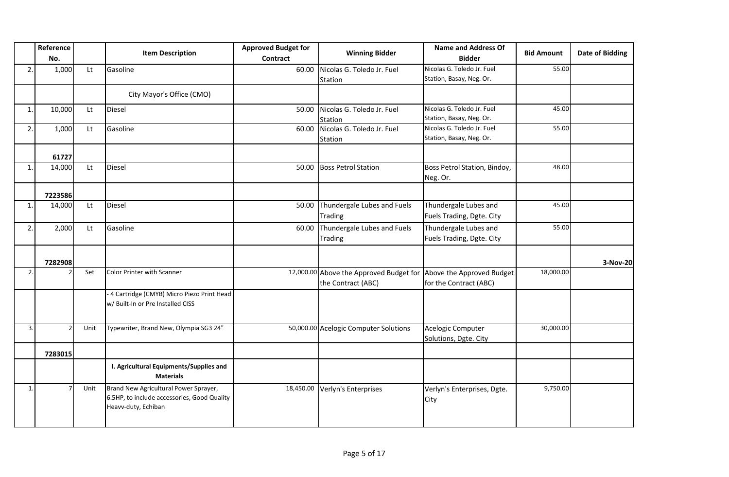| | Reference No. | | Item Description | Approved Budget for Contract | Winning Bidder | Name and Address Of Bidder | Bid Amount | Date of Bidding |
|---|---|---|---|---|---|---|---|---|
| 2. | 1,000 | Lt | Gasoline | 60.00 | Nicolas G. Toledo Jr. Fuel Station | Nicolas G. Toledo Jr. Fuel Station, Basay, Neg. Or. | 55.00 | |
| | | | City Mayor's Office (CMO) | | | | | |
| 1. | 10,000 | Lt | Diesel | 50.00 | Nicolas G. Toledo Jr. Fuel Station | Nicolas G. Toledo Jr. Fuel Station, Basay, Neg. Or. | 45.00 | |
| 2. | 1,000 | Lt | Gasoline | 60.00 | Nicolas G. Toledo Jr. Fuel Station | Nicolas G. Toledo Jr. Fuel Station, Basay, Neg. Or. | 55.00 | |
| | **61727** | | | | | | | |
| 1. | 14,000 | Lt | Diesel | 50.00 | Boss Petrol Station | Boss Petrol Station, Bindoy, Neg. Or. | 48.00 | |
| | **7223586** | | | | | | | |
| 1. | 14,000 | Lt | Diesel | 50.00 | Thundergale Lubes and Fuels Trading | Thundergale Lubes and Fuels Trading, Dgte. City | 45.00 | |
| 2. | 2,000 | Lt | Gasoline | 60.00 | Thundergale Lubes and Fuels Trading | Thundergale Lubes and Fuels Trading, Dgte. City | 55.00 | |
| | **7282908** | | | | | | | **3-Nov-20** |
| 2. | 2 | Set | Color Printer with Scanner | 12,000.00 | Above the Approved Budget for the Contract (ABC) | Above the Approved Budget for the Contract (ABC) | 18,000.00 | |
| | | | - 4 Cartridge (CMYB) Micro Piezo Print Head w/ Built-In or Pre Installed CISS | | | | | |
| 3. | 2 | Unit | Typewriter, Brand New, Olympia SG3 24" | 50,000.00 | Acelogic Computer Solutions | Acelogic Computer Solutions, Dgte. City | 30,000.00 | |
| | **7283015** | | | | | | | |
| | | | **I. Agricultural Equipments/Supplies and Materials** | | | | | |
| 1. | 7 | Unit | Brand New Agricultural Power Sprayer, 6.5HP, to include accessories, Good Quality Heavy-duty, Echiban | 18,450.00 | Verlyn's Enterprises | Verlyn's Enterprises, Dgte. City | 9,750.00 | |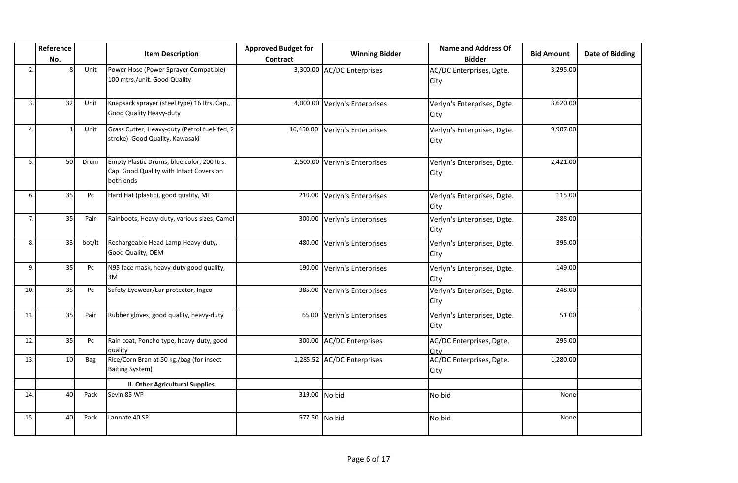| | Reference No. | | Item Description | Approved Budget for Contract | Winning Bidder | Name and Address Of Bidder | Bid Amount | Date of Bidding |
|---|---|---|---|---|---|---|---|---|
| 2. | 8 | Unit | Power Hose (Power Sprayer Compatible) 100 mtrs./unit. Good Quality | 3,300.00 | AC/DC Enterprises | AC/DC Enterprises, Dgte. City | 3,295.00 | |
| 3. | 32 | Unit | Knapsack sprayer (steel type) 16 ltrs. Cap., Good Quality Heavy-duty | 4,000.00 | Verlyn's Enterprises | Verlyn's Enterprises, Dgte. City | 3,620.00 | |
| 4. | 1 | Unit | Grass Cutter, Heavy-duty (Petrol fuel- fed, 2 stroke) Good Quality, Kawasaki | 16,450.00 | Verlyn's Enterprises | Verlyn's Enterprises, Dgte. City | 9,907.00 | |
| 5. | 50 | Drum | Empty Plastic Drums, blue color, 200 ltrs. Cap. Good Quality with Intact Covers on both ends | 2,500.00 | Verlyn's Enterprises | Verlyn's Enterprises, Dgte. City | 2,421.00 | |
| 6. | 35 | Pc | Hard Hat (plastic), good quality, MT | 210.00 | Verlyn's Enterprises | Verlyn's Enterprises, Dgte. City | 115.00 | |
| 7. | 35 | Pair | Rainboots, Heavy-duty, various sizes, Camel | 300.00 | Verlyn's Enterprises | Verlyn's Enterprises, Dgte. City | 288.00 | |
| 8. | 33 | bot/lt | Rechargeable Head Lamp Heavy-duty, Good Quality, OEM | 480.00 | Verlyn's Enterprises | Verlyn's Enterprises, Dgte. City | 395.00 | |
| 9. | 35 | Pc | N95 face mask, heavy-duty good quality, 3M | 190.00 | Verlyn's Enterprises | Verlyn's Enterprises, Dgte. City | 149.00 | |
| 10. | 35 | Pc | Safety Eyewear/Ear protector, Ingco | 385.00 | Verlyn's Enterprises | Verlyn's Enterprises, Dgte. City | 248.00 | |
| 11. | 35 | Pair | Rubber gloves, good quality, heavy-duty | 65.00 | Verlyn's Enterprises | Verlyn's Enterprises, Dgte. City | 51.00 | |
| 12. | 35 | Pc | Rain coat, Poncho type, heavy-duty, good quality | 300.00 | AC/DC Enterprises | AC/DC Enterprises, Dgte. City | 295.00 | |
| 13. | 10 | Bag | Rice/Corn Bran at 50 kg./bag (for insect Baiting System) | 1,285.52 | AC/DC Enterprises | AC/DC Enterprises, Dgte. City | 1,280.00 | |
| | | | **II. Other Agricultural Supplies** | | | | | |
| 14. | 40 | Pack | Sevin 85 WP | 319.00 | No bid | No bid | None | |
| 15. | 40 | Pack | Lannate 40 SP | 577.50 | No bid | No bid | None | |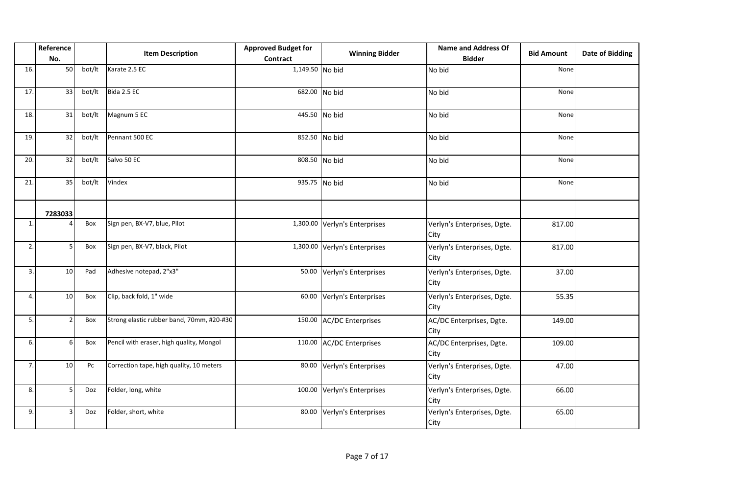| | Reference No. | | Item Description | Approved Budget for Contract | Winning Bidder | Name and Address Of Bidder | Bid Amount | Date of Bidding |
|---|---|---|---|---|---|---|---|---|
| 16. | 50 | bot/lt | Karate 2.5 EC | 1,149.50 | No bid | No bid | None | |
| 17. | 33 | bot/lt | Bida 2.5 EC | 682.00 | No bid | No bid | None | |
| 18. | 31 | bot/lt | Magnum 5 EC | 445.50 | No bid | No bid | None | |
| 19. | 32 | bot/lt | Pennant 500 EC | 852.50 | No bid | No bid | None | |
| 20. | 32 | bot/lt | Salvo 50 EC | 808.50 | No bid | No bid | None | |
| 21. | 35 | bot/lt | Vindex | 935.75 | No bid | No bid | None | |
| | **7283033** | | | | | | | |
| 1. | 4 | Box | Sign pen, BX-V7, blue, Pilot | 1,300.00 | Verlyn's Enterprises | Verlyn's Enterprises, Dgte. City | 817.00 | |
| 2. | 5 | Box | Sign pen, BX-V7, black, Pilot | 1,300.00 | Verlyn's Enterprises | Verlyn's Enterprises, Dgte. City | 817.00 | |
| 3. | 10 | Pad | Adhesive notepad, 2"x3" | 50.00 | Verlyn's Enterprises | Verlyn's Enterprises, Dgte. City | 37.00 | |
| 4. | 10 | Box | Clip, back fold, 1" wide | 60.00 | Verlyn's Enterprises | Verlyn's Enterprises, Dgte. City | 55.35 | |
| 5. | 2 | Box | Strong elastic rubber band, 70mm, #20-#30 | 150.00 | AC/DC Enterprises | AC/DC Enterprises, Dgte. City | 149.00 | |
| 6. | 6 | Box | Pencil with eraser, high quality, Mongol | 110.00 | AC/DC Enterprises | AC/DC Enterprises, Dgte. City | 109.00 | |
| 7. | 10 | Pc | Correction tape, high quality, 10 meters | 80.00 | Verlyn's Enterprises | Verlyn's Enterprises, Dgte. City | 47.00 | |
| 8. | 5 | Doz | Folder, long, white | 100.00 | Verlyn's Enterprises | Verlyn's Enterprises, Dgte. City | 66.00 | |
| 9. | 3 | Doz | Folder, short, white | 80.00 | Verlyn's Enterprises | Verlyn's Enterprises, Dgte. City | 65.00 | |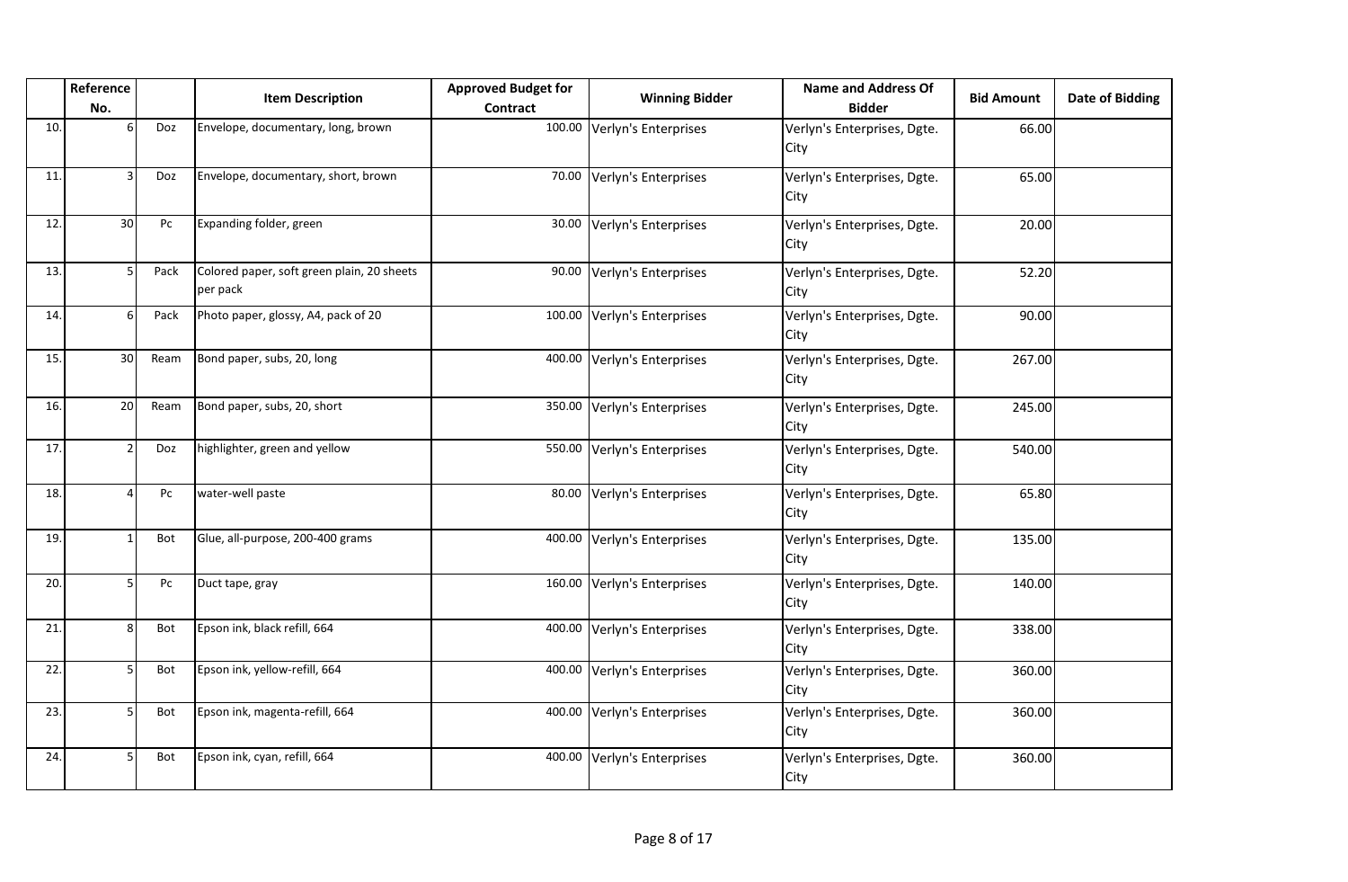| | Reference No. | | Item Description | Approved Budget for Contract | Winning Bidder | Name and Address Of Bidder | Bid Amount | Date of Bidding |
|---|---|---|---|---|---|---|---|---|
| 10. | 6 | Doz | Envelope, documentary, long, brown | 100.00 | Verlyn's Enterprises | Verlyn's Enterprises, Dgte. City | 66.00 | |
| 11. | 3 | Doz | Envelope, documentary, short, brown | 70.00 | Verlyn's Enterprises | Verlyn's Enterprises, Dgte. City | 65.00 | |
| 12. | 30 | Pc | Expanding folder, green | 30.00 | Verlyn's Enterprises | Verlyn's Enterprises, Dgte. City | 20.00 | |
| 13. | 5 | Pack | Colored paper, soft green plain, 20 sheets per pack | 90.00 | Verlyn's Enterprises | Verlyn's Enterprises, Dgte. City | 52.20 | |
| 14. | 6 | Pack | Photo paper, glossy, A4, pack of 20 | 100.00 | Verlyn's Enterprises | Verlyn's Enterprises, Dgte. City | 90.00 | |
| 15. | 30 | Ream | Bond paper, subs, 20, long | 400.00 | Verlyn's Enterprises | Verlyn's Enterprises, Dgte. City | 267.00 | |
| 16. | 20 | Ream | Bond paper, subs, 20, short | 350.00 | Verlyn's Enterprises | Verlyn's Enterprises, Dgte. City | 245.00 | |
| 17. | 2 | Doz | highlighter, green and yellow | 550.00 | Verlyn's Enterprises | Verlyn's Enterprises, Dgte. City | 540.00 | |
| 18. | 4 | Pc | water-well paste | 80.00 | Verlyn's Enterprises | Verlyn's Enterprises, Dgte. City | 65.80 | |
| 19. | 1 | Bot | Glue, all-purpose, 200-400 grams | 400.00 | Verlyn's Enterprises | Verlyn's Enterprises, Dgte. City | 135.00 | |
| 20. | 5 | Pc | Duct tape, gray | 160.00 | Verlyn's Enterprises | Verlyn's Enterprises, Dgte. City | 140.00 | |
| 21. | 8 | Bot | Epson ink, black refill, 664 | 400.00 | Verlyn's Enterprises | Verlyn's Enterprises, Dgte. City | 338.00 | |
| 22. | 5 | Bot | Epson ink, yellow-refill, 664 | 400.00 | Verlyn's Enterprises | Verlyn's Enterprises, Dgte. City | 360.00 | |
| 23. | 5 | Bot | Epson ink, magenta-refill, 664 | 400.00 | Verlyn's Enterprises | Verlyn's Enterprises, Dgte. City | 360.00 | |
| 24. | 5 | Bot | Epson ink, cyan, refill, 664 | 400.00 | Verlyn's Enterprises | Verlyn's Enterprises, Dgte. City | 360.00 | |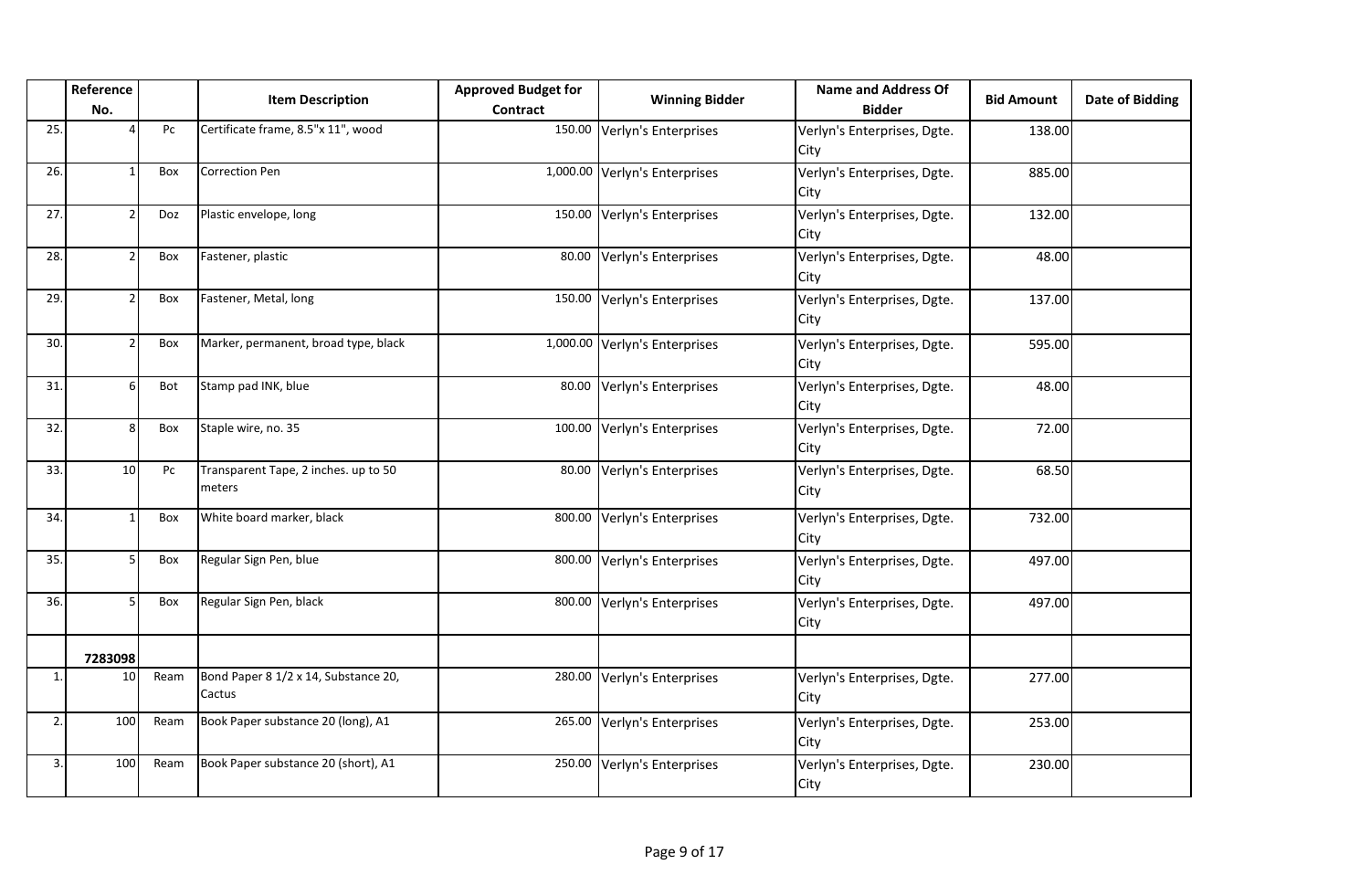|  | Reference No. |  | Item Description | Approved Budget for Contract | Winning Bidder | Name and Address Of Bidder | Bid Amount | Date of Bidding |
|---|---|---|---|---|---|---|---|---|
| 25. | 4 | Pc | Certificate frame, 8.5"x 11", wood | 150.00 | Verlyn's Enterprises | Verlyn's Enterprises, Dgte. City | 138.00 |  |
| 26. | 1 | Box | Correction Pen | 1,000.00 | Verlyn's Enterprises | Verlyn's Enterprises, Dgte. City | 885.00 |  |
| 27. | 2 | Doz | Plastic envelope, long | 150.00 | Verlyn's Enterprises | Verlyn's Enterprises, Dgte. City | 132.00 |  |
| 28. | 2 | Box | Fastener, plastic | 80.00 | Verlyn's Enterprises | Verlyn's Enterprises, Dgte. City | 48.00 |  |
| 29. | 2 | Box | Fastener, Metal, long | 150.00 | Verlyn's Enterprises | Verlyn's Enterprises, Dgte. City | 137.00 |  |
| 30. | 2 | Box | Marker, permanent, broad type, black | 1,000.00 | Verlyn's Enterprises | Verlyn's Enterprises, Dgte. City | 595.00 |  |
| 31. | 6 | Bot | Stamp pad INK, blue | 80.00 | Verlyn's Enterprises | Verlyn's Enterprises, Dgte. City | 48.00 |  |
| 32. | 8 | Box | Staple wire, no. 35 | 100.00 | Verlyn's Enterprises | Verlyn's Enterprises, Dgte. City | 72.00 |  |
| 33. | 10 | Pc | Transparent Tape, 2 inches. up to 50 meters | 80.00 | Verlyn's Enterprises | Verlyn's Enterprises, Dgte. City | 68.50 |  |
| 34. | 1 | Box | White board marker, black | 800.00 | Verlyn's Enterprises | Verlyn's Enterprises, Dgte. City | 732.00 |  |
| 35. | 5 | Box | Regular Sign Pen, blue | 800.00 | Verlyn's Enterprises | Verlyn's Enterprises, Dgte. City | 497.00 |  |
| 36. | 5 | Box | Regular Sign Pen, black | 800.00 | Verlyn's Enterprises | Verlyn's Enterprises, Dgte. City | 497.00 |  |
|  | **7283098** |  |  |  |  |  |  |  |
| 1. | 10 | Ream | Bond Paper 8 1/2 x 14, Substance 20, Cactus | 280.00 | Verlyn's Enterprises | Verlyn's Enterprises, Dgte. City | 277.00 |  |
| 2. | 100 | Ream | Book Paper substance 20 (long), A1 | 265.00 | Verlyn's Enterprises | Verlyn's Enterprises, Dgte. City | 253.00 |  |
| 3. | 100 | Ream | Book Paper substance 20 (short), A1 | 250.00 | Verlyn's Enterprises | Verlyn's Enterprises, Dgte. City | 230.00 |  |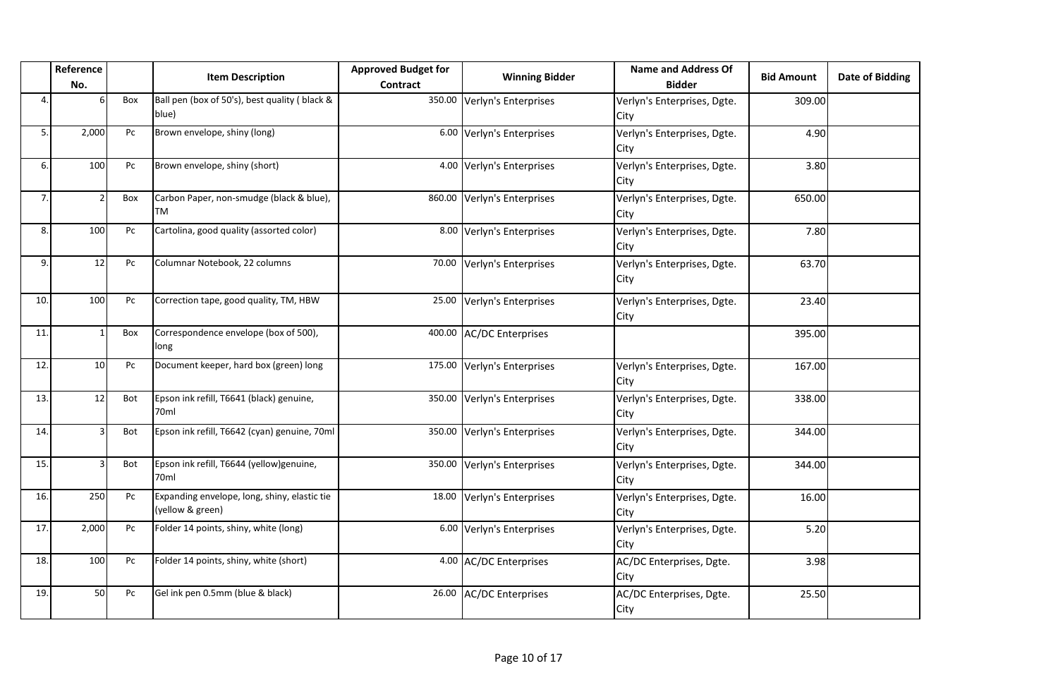| | Reference No. | | Item Description | Approved Budget for Contract | Winning Bidder | Name and Address Of Bidder | Bid Amount | Date of Bidding |
|---|---|---|---|---|---|---|---|---|
| 4. | 6 | Box | Ball pen (box of 50's), best quality ( black & blue) | 350.00 | Verlyn's Enterprises | Verlyn's Enterprises, Dgte. City | 309.00 | |
| 5. | 2,000 | Pc | Brown envelope, shiny (long) | 6.00 | Verlyn's Enterprises | Verlyn's Enterprises, Dgte. City | 4.90 | |
| 6. | 100 | Pc | Brown envelope, shiny (short) | 4.00 | Verlyn's Enterprises | Verlyn's Enterprises, Dgte. City | 3.80 | |
| 7. | 2 | Box | Carbon Paper, non-smudge (black & blue), TM | 860.00 | Verlyn's Enterprises | Verlyn's Enterprises, Dgte. City | 650.00 | |
| 8. | 100 | Pc | Cartolina, good quality (assorted color) | 8.00 | Verlyn's Enterprises | Verlyn's Enterprises, Dgte. City | 7.80 | |
| 9. | 12 | Pc | Columnar Notebook, 22 columns | 70.00 | Verlyn's Enterprises | Verlyn's Enterprises, Dgte. City | 63.70 | |
| 10. | 100 | Pc | Correction tape, good quality, TM, HBW | 25.00 | Verlyn's Enterprises | Verlyn's Enterprises, Dgte. City | 23.40 | |
| 11. | 1 | Box | Correspondence envelope (box of 500), long | 400.00 | AC/DC Enterprises | | 395.00 | |
| 12. | 10 | Pc | Document keeper, hard box (green) long | 175.00 | Verlyn's Enterprises | Verlyn's Enterprises, Dgte. City | 167.00 | |
| 13. | 12 | Bot | Epson ink refill, T6641 (black) genuine, 70ml | 350.00 | Verlyn's Enterprises | Verlyn's Enterprises, Dgte. City | 338.00 | |
| 14. | 3 | Bot | Epson ink refill, T6642 (cyan) genuine, 70ml | 350.00 | Verlyn's Enterprises | Verlyn's Enterprises, Dgte. City | 344.00 | |
| 15. | 3 | Bot | Epson ink refill, T6644 (yellow)genuine, 70ml | 350.00 | Verlyn's Enterprises | Verlyn's Enterprises, Dgte. City | 344.00 | |
| 16. | 250 | Pc | Expanding envelope, long, shiny, elastic tie (yellow & green) | 18.00 | Verlyn's Enterprises | Verlyn's Enterprises, Dgte. City | 16.00 | |
| 17. | 2,000 | Pc | Folder 14 points, shiny, white (long) | 6.00 | Verlyn's Enterprises | Verlyn's Enterprises, Dgte. City | 5.20 | |
| 18. | 100 | Pc | Folder 14 points, shiny, white (short) | 4.00 | AC/DC Enterprises | AC/DC Enterprises, Dgte. City | 3.98 | |
| 19. | 50 | Pc | Gel ink pen 0.5mm (blue & black) | 26.00 | AC/DC Enterprises | AC/DC Enterprises, Dgte. City | 25.50 | |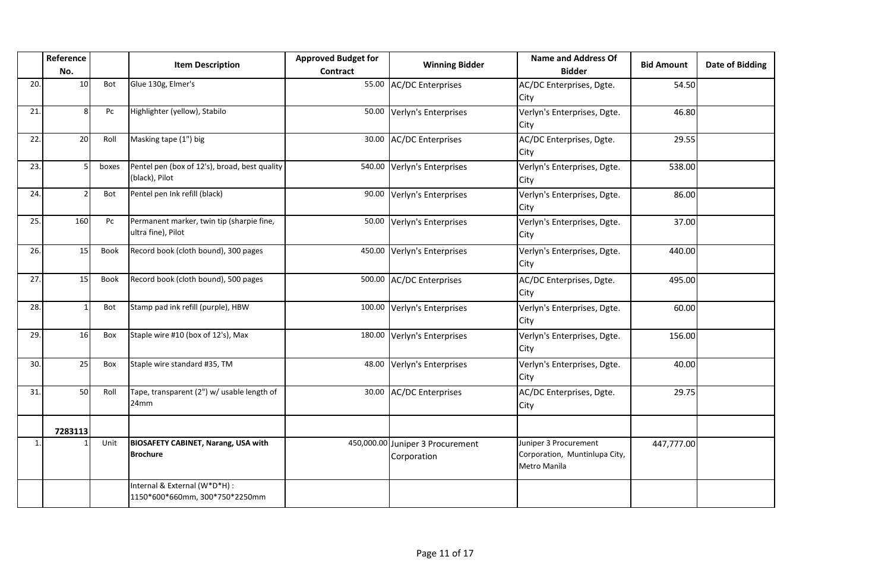| | Reference No. | | Item Description | Approved Budget for Contract | Winning Bidder | Name and Address Of Bidder | Bid Amount | Date of Bidding |
|---|---|---|---|---|---|---|---|---|
| 20. | 10 | Bot | Glue 130g, Elmer's | 55.00 | AC/DC Enterprises | AC/DC Enterprises, Dgte. City | 54.50 | |
| 21. | 8 | Pc | Highlighter (yellow), Stabilo | 50.00 | Verlyn's Enterprises | Verlyn's Enterprises, Dgte. City | 46.80 | |
| 22. | 20 | Roll | Masking tape (1") big | 30.00 | AC/DC Enterprises | AC/DC Enterprises, Dgte. City | 29.55 | |
| 23. | 5 | boxes | Pentel pen (box of 12's), broad, best quality (black), Pilot | 540.00 | Verlyn's Enterprises | Verlyn's Enterprises, Dgte. City | 538.00 | |
| 24. | 2 | Bot | Pentel pen Ink refill (black) | 90.00 | Verlyn's Enterprises | Verlyn's Enterprises, Dgte. City | 86.00 | |
| 25. | 160 | Pc | Permanent marker, twin tip (sharpie fine, ultra fine), Pilot | 50.00 | Verlyn's Enterprises | Verlyn's Enterprises, Dgte. City | 37.00 | |
| 26. | 15 | Book | Record book (cloth bound), 300 pages | 450.00 | Verlyn's Enterprises | Verlyn's Enterprises, Dgte. City | 440.00 | |
| 27. | 15 | Book | Record book (cloth bound), 500 pages | 500.00 | AC/DC Enterprises | AC/DC Enterprises, Dgte. City | 495.00 | |
| 28. | 1 | Bot | Stamp pad ink refill (purple), HBW | 100.00 | Verlyn's Enterprises | Verlyn's Enterprises, Dgte. City | 60.00 | |
| 29. | 16 | Box | Staple wire #10 (box of 12's), Max | 180.00 | Verlyn's Enterprises | Verlyn's Enterprises, Dgte. City | 156.00 | |
| 30. | 25 | Box | Staple wire standard #35, TM | 48.00 | Verlyn's Enterprises | Verlyn's Enterprises, Dgte. City | 40.00 | |
| 31. | 50 | Roll | Tape, transparent (2") w/ usable length of 24mm | 30.00 | AC/DC Enterprises | AC/DC Enterprises, Dgte. City | 29.75 | |
| | **7283113** | | | | | | | |
| 1. | 1 | Unit | **BIOSAFETY CABINET, Narang, USA with Brochure** | 450,000.00 | Juniper 3 Procurement Corporation | Juniper 3 Procurement Corporation, Muntinlupa City, Metro Manila | 447,777.00 | |
| | | | Internal & External (W*D*H) : 1150*600*660mm, 300*750*2250mm | | | | | |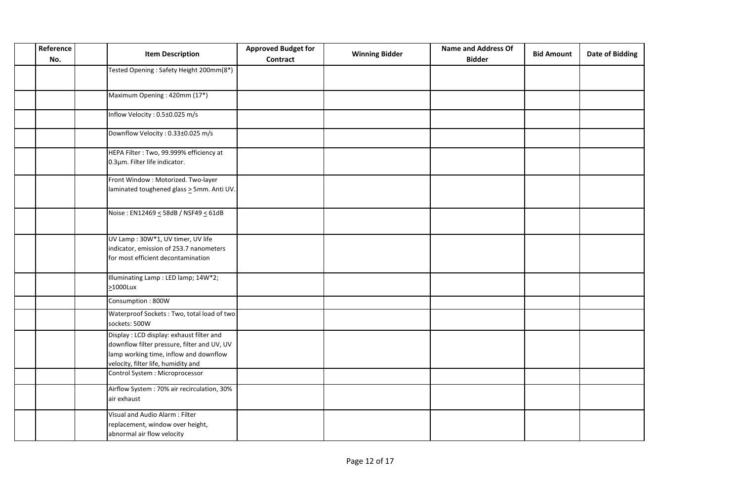| | Reference No. | | Item Description | Approved Budget for Contract | Winning Bidder | Name and Address Of Bidder | Bid Amount | Date of Bidding |
|---|---|---|---|---|---|---|---|---|
| | | | Tested Opening : Safety Height 200mm(8*) | | | | | |
| | | | Maximum Opening : 420mm (17*) | | | | | |
| | | | Inflow Velocity : 0.5±0.025 m/s | | | | | |
| | | | Downflow Velocity : 0.33±0.025 m/s | | | | | |
| | | | HEPA Filter : Two, 99.999% efficiency at 0.3µm. Filter life indicator. | | | | | |
| | | | Front Window : Motorized. Two-layer laminated toughened glass ≥ 5mm. Anti UV. | | | | | |
| | | | Noise : EN12469 ≤ 58dB / NSF49 ≤ 61dB | | | | | |
| | | | UV Lamp : 30W*1, UV timer, UV life indicator, emission of 253.7 nanometers for most efficient decontamination | | | | | |
| | | | Illuminating Lamp : LED lamp; 14W*2; ≥1000Lux | | | | | |
| | | | Consumption : 800W | | | | | |
| | | | Waterproof Sockets : Two, total load of two sockets: 500W | | | | | |
| | | | Display : LCD display: exhaust filter and downflow filter pressure, filter and UV, UV lamp working time, inflow and downflow velocity, filter life, humidity and | | | | | |
| | | | Control System : Microprocessor | | | | | |
| | | | Airflow System : 70% air recirculation, 30% air exhaust | | | | | |
| | | | Visual and Audio Alarm : Filter replacement, window over height, abnormal air flow velocity | | | | | |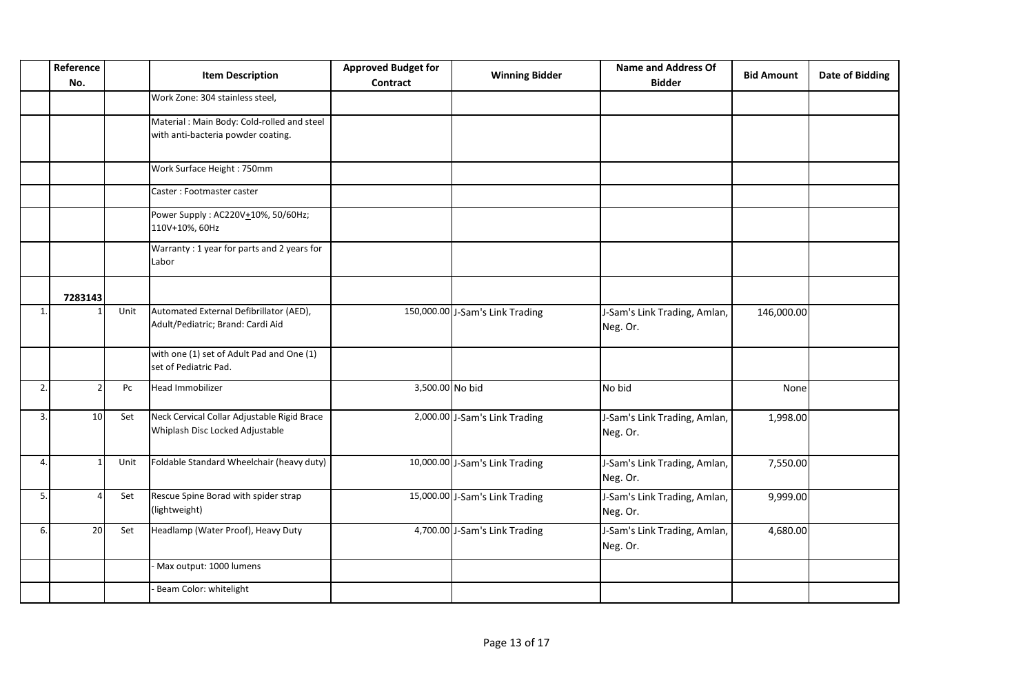| | Reference No. | | Item Description | Approved Budget for Contract | Winning Bidder | Name and Address Of Bidder | Bid Amount | Date of Bidding |
|---|---|---|---|---|---|---|---|---|
| | | | Work Zone: 304 stainless steel, | | | | | |
| | | | Material : Main Body: Cold-rolled and steel with anti-bacteria powder coating. | | | | | |
| | | | Work Surface Height : 750mm | | | | | |
| | | | Caster : Footmaster caster | | | | | |
| | | | Power Supply : AC220V+10%, 50/60Hz; 110V+10%, 60Hz | | | | | |
| | | | Warranty : 1 year for parts and 2 years for Labor | | | | | |
| | **7283143** | | | | | | | |
| 1. | 1 | Unit | Automated External Defibrillator (AED), Adult/Pediatric; Brand: Cardi Aid | 150,000.00 | J-Sam's Link Trading | J-Sam's Link Trading, Amlan, Neg. Or. | 146,000.00 | |
| | | | with one (1) set of Adult Pad and One (1) set of Pediatric Pad. | | | | | |
| 2. | 2 | Pc | Head Immobilizer | 3,500.00 | No bid | No bid | None | |
| 3. | 10 | Set | Neck Cervical Collar Adjustable Rigid Brace Whiplash Disc Locked Adjustable | 2,000.00 | J-Sam's Link Trading | J-Sam's Link Trading, Amlan, Neg. Or. | 1,998.00 | |
| 4. | 1 | Unit | Foldable Standard Wheelchair (heavy duty) | 10,000.00 | J-Sam's Link Trading | J-Sam's Link Trading, Amlan, Neg. Or. | 7,550.00 | |
| 5. | 4 | Set | Rescue Spine Borad with spider strap (lightweight) | 15,000.00 | J-Sam's Link Trading | J-Sam's Link Trading, Amlan, Neg. Or. | 9,999.00 | |
| 6. | 20 | Set | Headlamp (Water Proof), Heavy Duty | 4,700.00 | J-Sam's Link Trading | J-Sam's Link Trading, Amlan, Neg. Or. | 4,680.00 | |
| | | | - Max output: 1000 lumens | | | | | |
| | | | - Beam Color: whitelight | | | | | |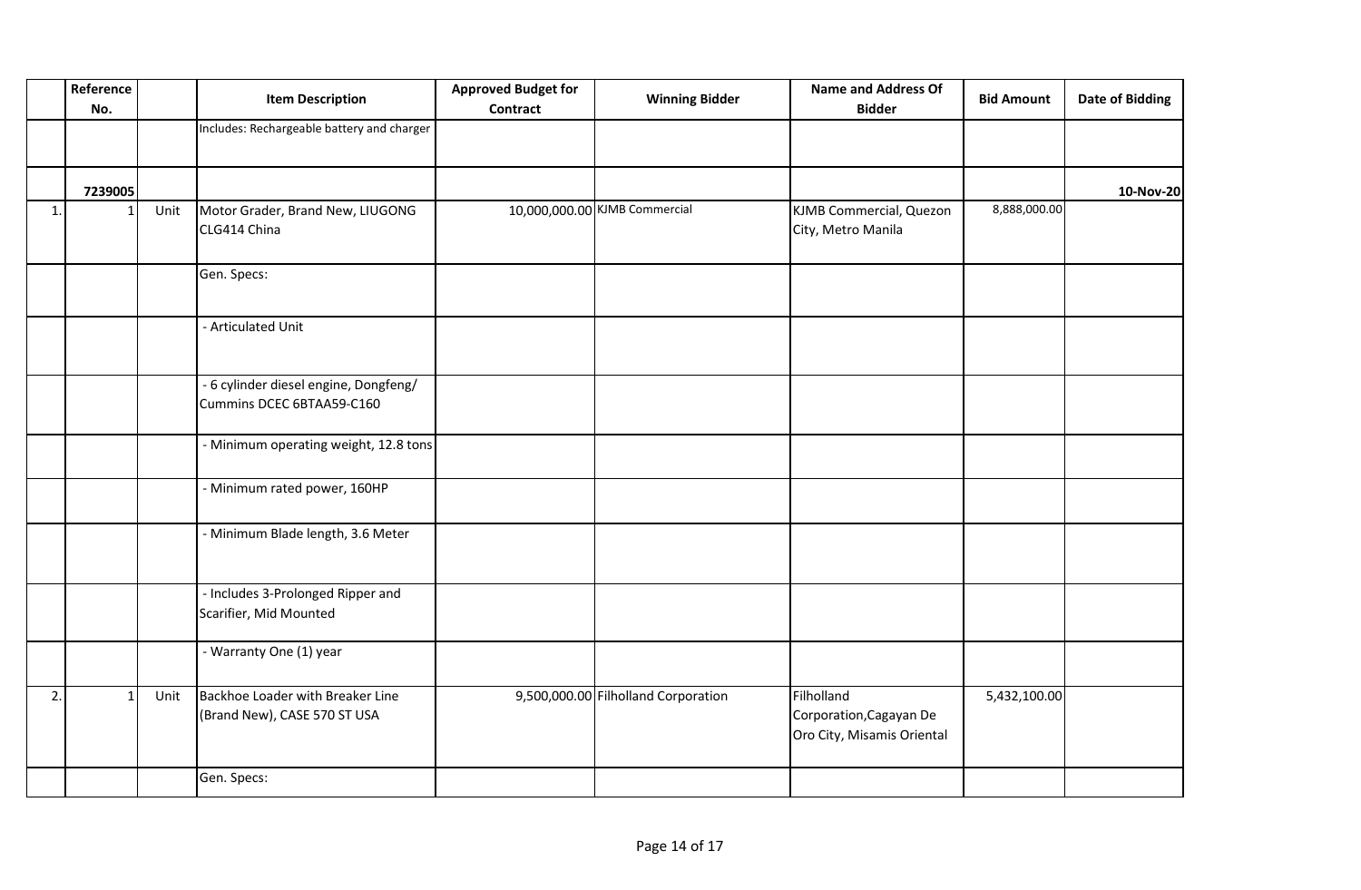| | Reference No. | | Item Description | Approved Budget for Contract | Winning Bidder | Name and Address Of Bidder | Bid Amount | Date of Bidding |
|---|---|---|---|---|---|---|---|---|
| | | | Includes: Rechargeable battery and charger | | | | | |
| | **7239005** | | | | | | | **10-Nov-20** |
| 1. | 1 | Unit | Motor Grader, Brand New, LIUGONG CLG414 China | 10,000,000.00 | KJMB Commercial | KJMB Commercial, Quezon City, Metro Manila | 8,888,000.00 | |
| | | | Gen. Specs: | | | | | |
| | | | - Articulated Unit | | | | | |
| | | | - 6 cylinder diesel engine, Dongfeng/ Cummins DCEC 6BTAA59-C160 | | | | | |
| | | | - Minimum operating weight, 12.8 tons | | | | | |
| | | | - Minimum rated power, 160HP | | | | | |
| | | | - Minimum Blade length, 3.6 Meter | | | | | |
| | | | - Includes 3-Prolonged Ripper and Scarifier, Mid Mounted | | | | | |
| | | | - Warranty One (1) year | | | | | |
| 2. | 1 | Unit | Backhoe Loader with Breaker Line (Brand New), CASE 570 ST USA | 9,500,000.00 | Filholland Corporation | Filholland Corporation,Cagayan De Oro City, Misamis Oriental | 5,432,100.00 | |
| | | | Gen. Specs: | | | | | |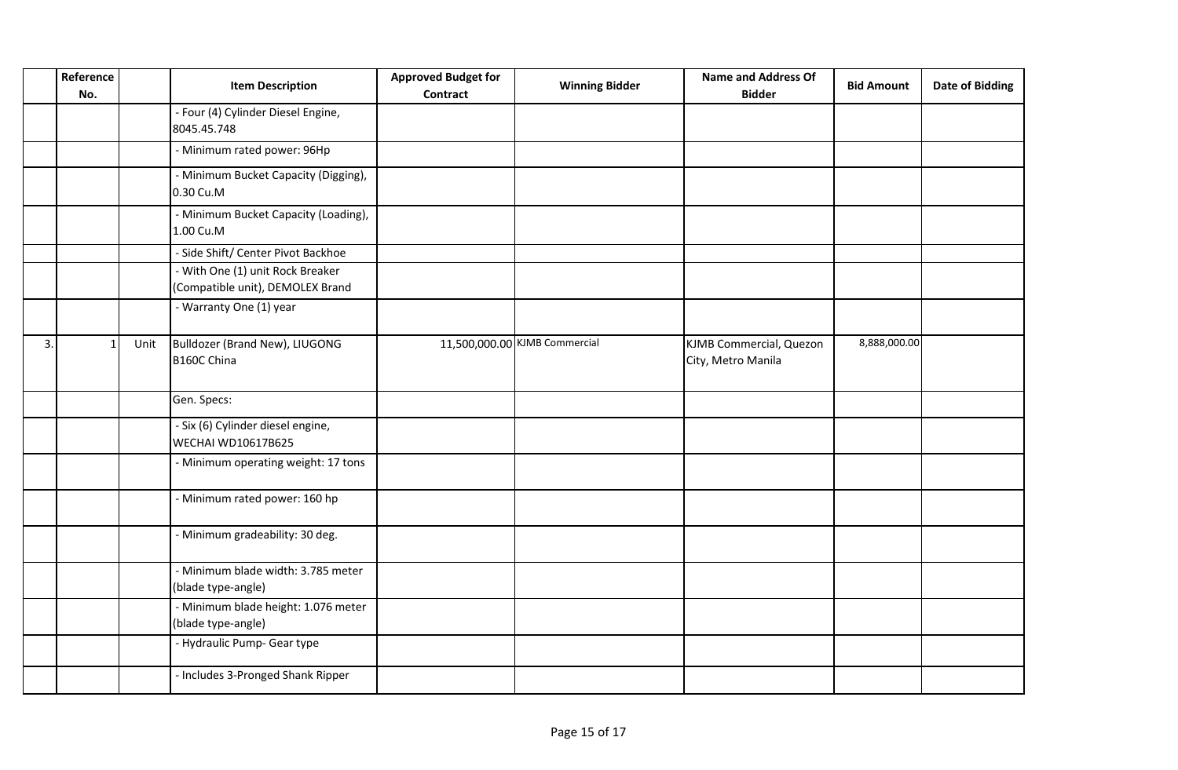| | Reference No. | | Item Description | Approved Budget for Contract | Winning Bidder | Name and Address Of Bidder | Bid Amount | Date of Bidding |
|---|---|---|---|---|---|---|---|---|
| | | | - Four (4) Cylinder Diesel Engine, 8045.45.748 | | | | | |
| | | | - Minimum rated power: 96Hp | | | | | |
| | | | - Minimum Bucket Capacity (Digging), 0.30 Cu.M | | | | | |
| | | | - Minimum Bucket Capacity (Loading), 1.00 Cu.M | | | | | |
| | | | - Side Shift/ Center Pivot Backhoe | | | | | |
| | | | - With One (1) unit Rock Breaker (Compatible unit), DEMOLEX Brand | | | | | |
| | | | - Warranty One (1) year | | | | | |
| 3. | 1 | Unit | Bulldozer (Brand New), LIUGONG B160C China | 11,500,000.00 | KJMB Commercial | KJMB Commercial, Quezon City, Metro Manila | 8,888,000.00 | |
| | | | Gen. Specs: | | | | | |
| | | | - Six (6) Cylinder diesel engine, WECHAI WD10617B625 | | | | | |
| | | | - Minimum operating weight: 17 tons | | | | | |
| | | | - Minimum rated power: 160 hp | | | | | |
| | | | - Minimum gradeability: 30 deg. | | | | | |
| | | | - Minimum blade width: 3.785 meter (blade type-angle) | | | | | |
| | | | - Minimum blade height: 1.076 meter (blade type-angle) | | | | | |
| | | | - Hydraulic Pump- Gear type | | | | | |
| | | | - Includes 3-Pronged Shank Ripper | | | | | |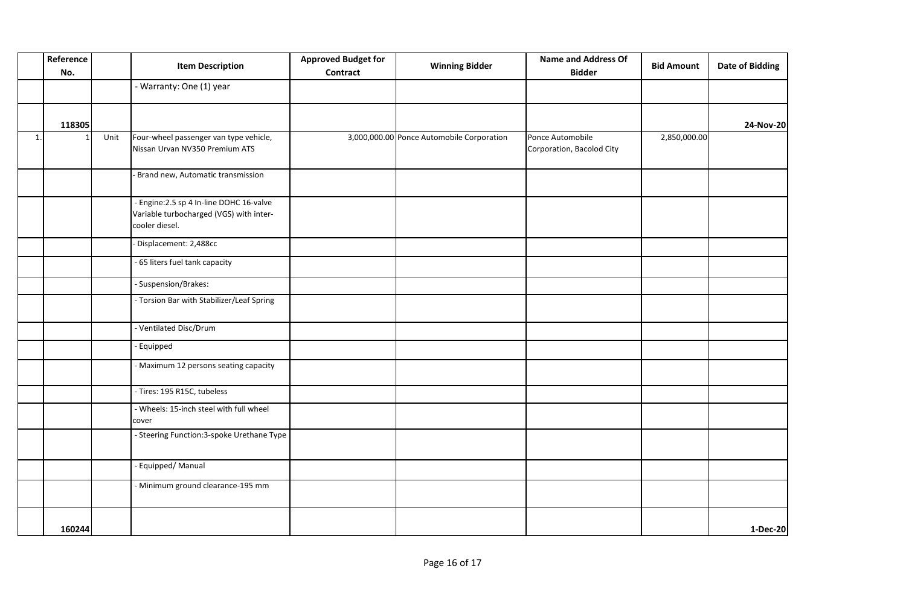| | Reference No. | | Item Description | Approved Budget for Contract | Winning Bidder | Name and Address Of Bidder | Bid Amount | Date of Bidding |
|---|---|---|---|---|---|---|---|---|
| | | | - Warranty: One (1) year | | | | | |
| | **118305** | | | | | | | **24-Nov-20** |
| 1. | 1 | Unit | Four-wheel passenger van type vehicle, Nissan Urvan NV350 Premium ATS | 3,000,000.00 | Ponce Automobile Corporation | Ponce Automobile Corporation, Bacolod City | 2,850,000.00 | |
| | | | - Brand new, Automatic transmission | | | | | |
| | | | - Engine:2.5 sp 4 In-line DOHC 16-valve Variable turbocharged (VGS) with inter-cooler diesel. | | | | | |
| | | | - Displacement: 2,488cc | | | | | |
| | | | - 65 liters fuel tank capacity | | | | | |
| | | | - Suspension/Brakes: | | | | | |
| | | | - Torsion Bar with Stabilizer/Leaf Spring | | | | | |
| | | | - Ventilated Disc/Drum | | | | | |
| | | | - Equipped | | | | | |
| | | | - Maximum 12 persons seating capacity | | | | | |
| | | | - Tires: 195 R15C, tubeless | | | | | |
| | | | - Wheels: 15-inch steel with full wheel cover | | | | | |
| | | | - Steering Function:3-spoke Urethane Type | | | | | |
| | | | - Equipped/ Manual | | | | | |
| | | | - Minimum ground clearance-195 mm | | | | | |
| | **160244** | | | | | | | **1-Dec-20** |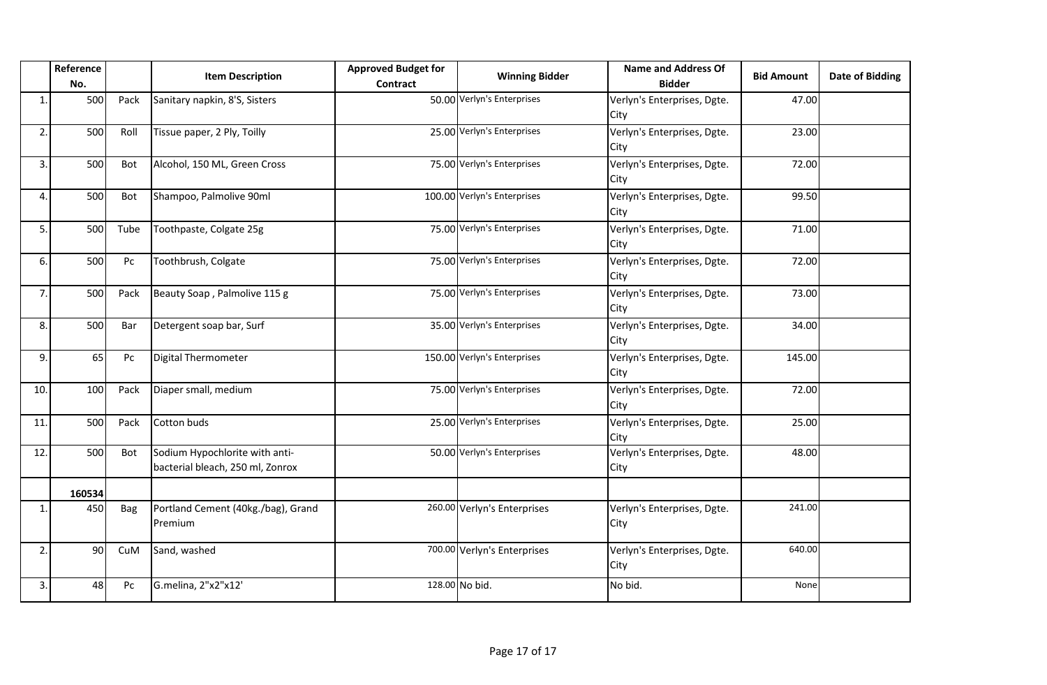| | Reference No. | | Item Description | Approved Budget for Contract | Winning Bidder | Name and Address Of Bidder | Bid Amount | Date of Bidding |
|---|---|---|---|---|---|---|---|---|
| 1. | 500 | Pack | Sanitary napkin, 8'S, Sisters | 50.00 | Verlyn's Enterprises | Verlyn's Enterprises, Dgte. City | 47.00 | |
| 2. | 500 | Roll | Tissue paper, 2 Ply, Toilly | 25.00 | Verlyn's Enterprises | Verlyn's Enterprises, Dgte. City | 23.00 | |
| 3. | 500 | Bot | Alcohol, 150 ML, Green Cross | 75.00 | Verlyn's Enterprises | Verlyn's Enterprises, Dgte. City | 72.00 | |
| 4. | 500 | Bot | Shampoo, Palmolive 90ml | 100.00 | Verlyn's Enterprises | Verlyn's Enterprises, Dgte. City | 99.50 | |
| 5. | 500 | Tube | Toothpaste, Colgate 25g | 75.00 | Verlyn's Enterprises | Verlyn's Enterprises, Dgte. City | 71.00 | |
| 6. | 500 | Pc | Toothbrush, Colgate | 75.00 | Verlyn's Enterprises | Verlyn's Enterprises, Dgte. City | 72.00 | |
| 7. | 500 | Pack | Beauty Soap , Palmolive 115 g | 75.00 | Verlyn's Enterprises | Verlyn's Enterprises, Dgte. City | 73.00 | |
| 8. | 500 | Bar | Detergent soap bar, Surf | 35.00 | Verlyn's Enterprises | Verlyn's Enterprises, Dgte. City | 34.00 | |
| 9. | 65 | Pc | Digital Thermometer | 150.00 | Verlyn's Enterprises | Verlyn's Enterprises, Dgte. City | 145.00 | |
| 10. | 100 | Pack | Diaper small, medium | 75.00 | Verlyn's Enterprises | Verlyn's Enterprises, Dgte. City | 72.00 | |
| 11. | 500 | Pack | Cotton buds | 25.00 | Verlyn's Enterprises | Verlyn's Enterprises, Dgte. City | 25.00 | |
| 12. | 500 | Bot | Sodium Hypochlorite with anti-bacterial bleach, 250 ml, Zonrox | 50.00 | Verlyn's Enterprises | Verlyn's Enterprises, Dgte. City | 48.00 | |
| | **160534** | | | | | | | |
| 1. | 450 | Bag | Portland Cement (40kg./bag), Grand Premium | 260.00 | Verlyn's Enterprises | Verlyn's Enterprises, Dgte. City | 241.00 | |
| 2. | 90 | CuM | Sand, washed | 700.00 | Verlyn's Enterprises | Verlyn's Enterprises, Dgte. City | 640.00 | |
| 3. | 48 | Pc | G.melina, 2"x2"x12' | 128.00 | No bid. | No bid. | None | |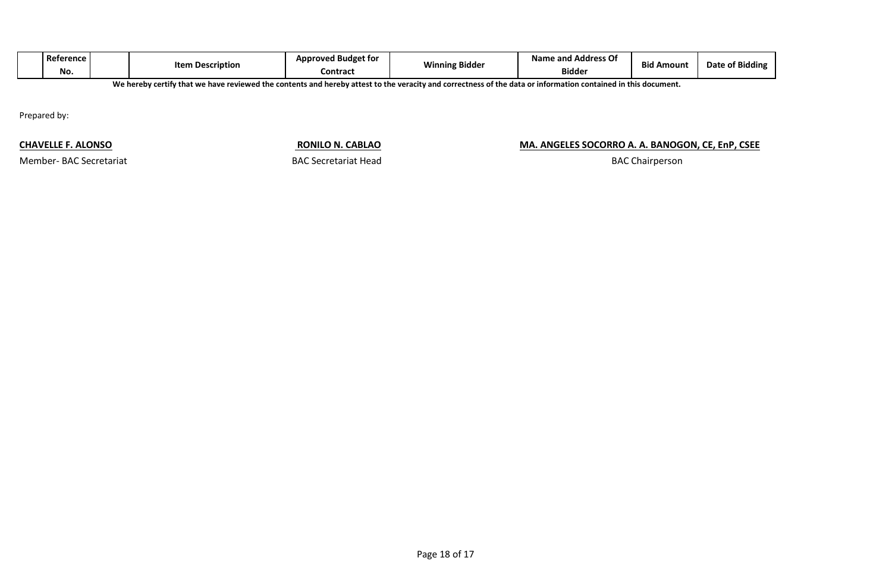|  | Reference No. |  | Item Description | Approved Budget for Contract | Winning Bidder | Name and Address Of Bidder | Bid Amount | Date of Bidding |
|---|---|---|---|---|---|---|---|---|

**We hereby certify that we have reviewed the contents and hereby attest to the veracity and correctness of the data or information contained in this document.**

Prepared by:

| **CHAVELLE F. ALONSO** | **RONILO N. CABLAO** | **MA. ANGELES SOCORRO A. A. BANOGON, CE, EnP, CSEE** |
|---|---|---|
| Member- BAC Secretariat | BAC Secretariat Head | BAC Chairperson |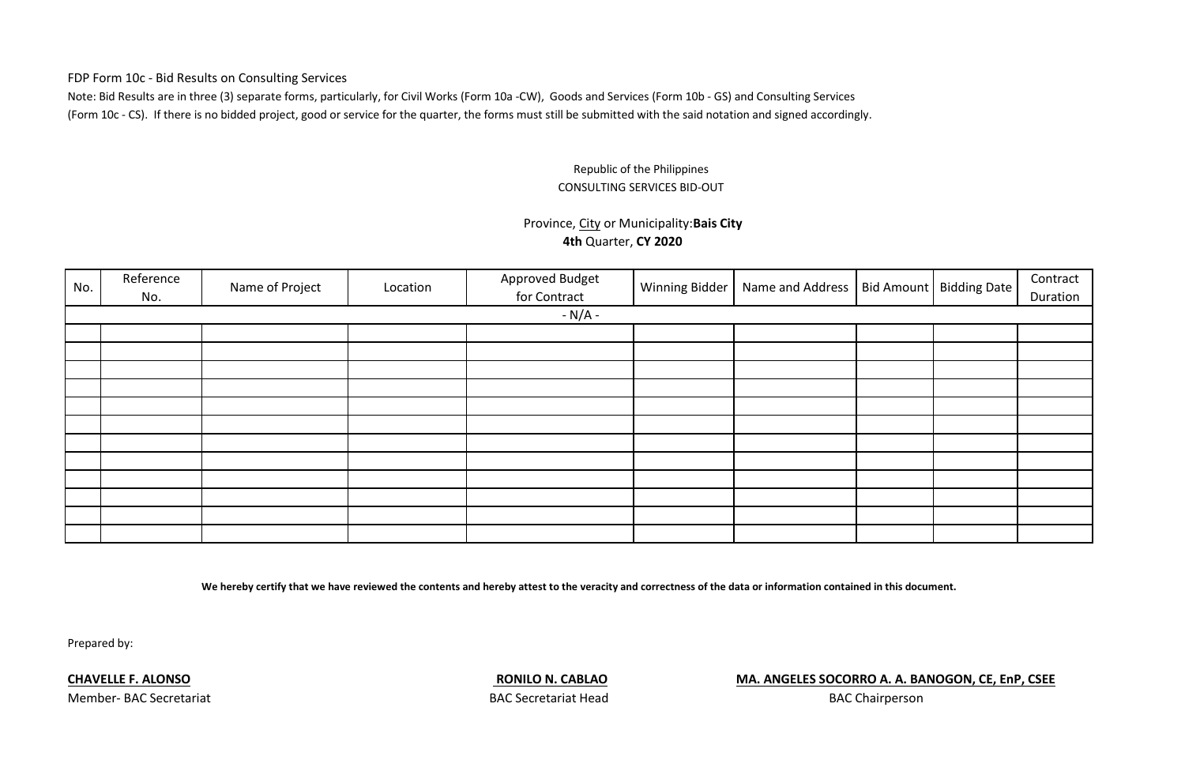FDP Form 10c - Bid Results on Consulting Services

Note: Bid Results are in three (3) separate forms, particularly, for Civil Works (Form 10a -CW), Goods and Services (Form 10b - GS) and Consulting Services (Form 10c - CS). If there is no bidded project, good or service for the quarter, the forms must still be submitted with the said notation and signed accordingly.

Republic of the Philippines
CONSULTING SERVICES BID-OUT

Province, City or Municipality:**Bais City**
**4th** Quarter, **CY 2020**

| No. | Reference No. | Name of Project | Location | Approved Budget for Contract | Winning Bidder | Name and Address | Bid Amount | Bidding Date | Contract Duration |
|---|---|---|---|---|---|---|---|---|---|
| - N/A - | | | | | | | | | |
| | | | | | | | | | |
| | | | | | | | | | |
| | | | | | | | | | |
| | | | | | | | | | |
| | | | | | | | | | |
| | | | | | | | | | |
| | | | | | | | | | |
| | | | | | | | | | |
| | | | | | | | | | |
| | | | | | | | | | |
| | | | | | | | | | |
| | | | | | | | | | |

**We hereby certify that we have reviewed the contents and hereby attest to the veracity and correctness of the data or information contained in this document.**

Prepared by:

**CHAVELLE F. ALONSO**
Member- BAC Secretariat

**RONILO N. CABLAO**
BAC Secretariat Head

**MA. ANGELES SOCORRO A. A. BANOGON, CE, EnP, CSEE**
BAC Chairperson